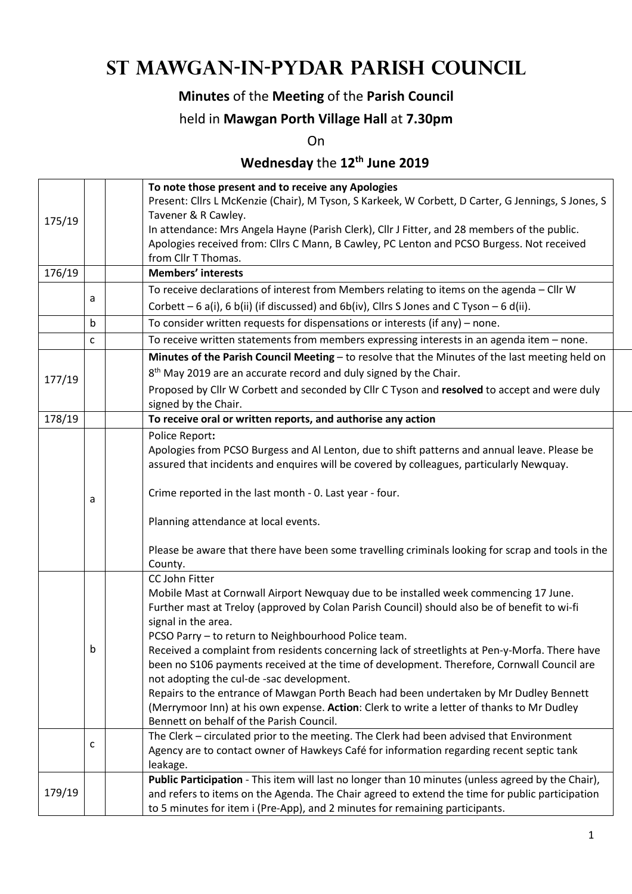# St Mawgan-in-Pydar Parish Council

**Minutes** of the **Meeting** of the **Parish Council**

held in **Mawgan Porth Village Hall** at **7.30pm**

On

**Wednesday** the **12th June 2019**

| | | | |
|---|---|---|---|
| 175/19 | | | **To note those present and to receive any Apologies**<br>Present: Cllrs L McKenzie (Chair), M Tyson, S Karkeek, W Corbett, D Carter, G Jennings, S Jones, S Tavener & R Cawley.<br>In attendance: Mrs Angela Hayne (Parish Clerk), Cllr J Fitter, and 28 members of the public.<br>Apologies received from: Cllrs C Mann, B Cawley, PC Lenton and PCSO Burgess. Not received from Cllr T Thomas. |
| 176/19 | | | **Members' interests** |
| | a | | To receive declarations of interest from Members relating to items on the agenda – Cllr W Corbett – 6 a(i), 6 b(ii) (if discussed) and 6b(iv), Cllrs S Jones and C Tyson – 6 d(ii). |
| | b | | To consider written requests for dispensations or interests (if any) – none. |
| | c | | To receive written statements from members expressing interests in an agenda item – none. |
| 177/19 | | | **Minutes of the Parish Council Meeting** – to resolve that the Minutes of the last meeting held on 8th May 2019 are an accurate record and duly signed by the Chair.<br>Proposed by Cllr W Corbett and seconded by Cllr C Tyson and **resolved** to accept and were duly signed by the Chair. |
| 178/19 | | | **To receive oral or written reports, and authorise any action** |
| | a | | Police Report**:**<br>Apologies from PCSO Burgess and Al Lenton, due to shift patterns and annual leave. Please be assured that incidents and enquires will be covered by colleagues, particularly Newquay.<br><br>Crime reported in the last month - 0. Last year - four.<br><br>Planning attendance at local events.<br><br>Please be aware that there have been some travelling criminals looking for scrap and tools in the County. |
| | b | | CC John Fitter<br>Mobile Mast at Cornwall Airport Newquay due to be installed week commencing 17 June. Further mast at Treloy (approved by Colan Parish Council) should also be of benefit to wi-fi signal in the area.<br>PCSO Parry – to return to Neighbourhood Police team.<br>Received a complaint from residents concerning lack of streetlights at Pen-y-Morfa. There have been no S106 payments received at the time of development. Therefore, Cornwall Council are not adopting the cul-de -sac development.<br>Repairs to the entrance of Mawgan Porth Beach had been undertaken by Mr Dudley Bennett (Merrymoor Inn) at his own expense. **Action**: Clerk to write a letter of thanks to Mr Dudley Bennett on behalf of the Parish Council. |
| | c | | The Clerk – circulated prior to the meeting. The Clerk had been advised that Environment Agency are to contact owner of Hawkeys Café for information regarding recent septic tank leakage. |
| 179/19 | | | **Public Participation** - This item will last no longer than 10 minutes (unless agreed by the Chair), and refers to items on the Agenda. The Chair agreed to extend the time for public participation to 5 minutes for item i (Pre-App), and 2 minutes for remaining participants. |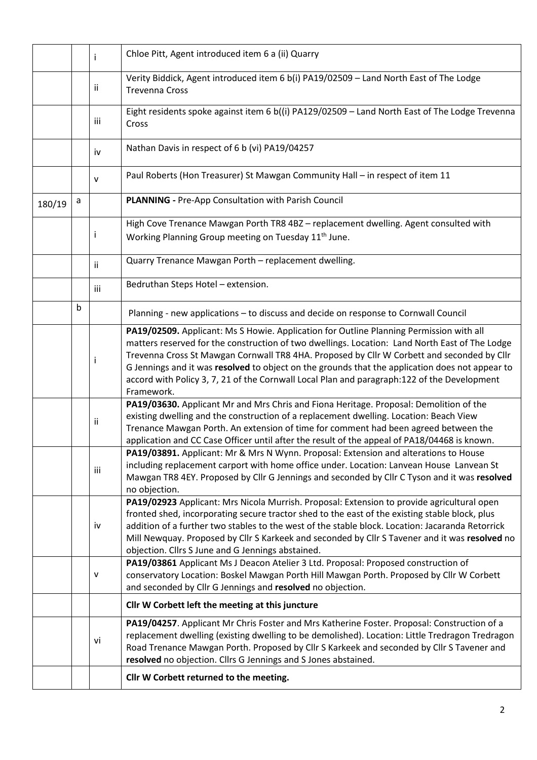| | | | |
|---|---|---|---|
| | | i | Chloe Pitt, Agent introduced item 6 a (ii) Quarry |
| | | ii | Verity Biddick, Agent introduced item 6 b(i) PA19/02509 – Land North East of The Lodge Trevenna Cross |
| | | iii | Eight residents spoke against item 6 b((i) PA129/02509 – Land North East of The Lodge Trevenna Cross |
| | | iv | Nathan Davis in respect of 6 b (vi) PA19/04257 |
| | | v | Paul Roberts (Hon Treasurer) St Mawgan Community Hall – in respect of item 11 |
| 180/19 | a | | **PLANNING -** Pre-App Consultation with Parish Council |
| | | i | High Cove Trenance Mawgan Porth TR8 4BZ – replacement dwelling. Agent consulted with Working Planning Group meeting on Tuesday 11th June. |
| | | ii | Quarry Trenance Mawgan Porth – replacement dwelling. |
| | | iii | Bedruthan Steps Hotel – extension. |
| | b | | Planning - new applications – to discuss and decide on response to Cornwall Council |
| | | i | **PA19/02509.** Applicant: Ms S Howie. Application for Outline Planning Permission with all matters reserved for the construction of two dwellings. Location: Land North East of The Lodge Trevenna Cross St Mawgan Cornwall TR8 4HA. Proposed by Cllr W Corbett and seconded by Cllr G Jennings and it was **resolved** to object on the grounds that the application does not appear to accord with Policy 3, 7, 21 of the Cornwall Local Plan and paragraph:122 of the Development Framework. |
| | | ii | **PA19/03630.** Applicant Mr and Mrs Chris and Fiona Heritage. Proposal: Demolition of the existing dwelling and the construction of a replacement dwelling. Location: Beach View Trenance Mawgan Porth. An extension of time for comment had been agreed between the application and CC Case Officer until after the result of the appeal of PA18/04468 is known. |
| | | iii | **PA19/03891.** Applicant: Mr & Mrs N Wynn. Proposal: Extension and alterations to House including replacement carport with home office under. Location: Lanvean House Lanvean St Mawgan TR8 4EY. Proposed by Cllr G Jennings and seconded by Cllr C Tyson and it was **resolved** no objection. |
| | | iv | **PA19/02923** Applicant: Mrs Nicola Murrish. Proposal: Extension to provide agricultural open fronted shed, incorporating secure tractor shed to the east of the existing stable block, plus addition of a further two stables to the west of the stable block. Location: Jacaranda Retorrick Mill Newquay. Proposed by Cllr S Karkeek and seconded by Cllr S Tavener and it was **resolved** no objection. Cllrs S June and G Jennings abstained. |
| | | v | **PA19/03861** Applicant Ms J Deacon Atelier 3 Ltd. Proposal: Proposed construction of conservatory Location: Boskel Mawgan Porth Hill Mawgan Porth. Proposed by Cllr W Corbett and seconded by Cllr G Jennings and **resolved** no objection. |
| | | | **Cllr W Corbett left the meeting at this juncture** |
| | | vi | **PA19/04257**. Applicant Mr Chris Foster and Mrs Katherine Foster. Proposal: Construction of a replacement dwelling (existing dwelling to be demolished). Location: Little Tredragon Tredragon Road Trenance Mawgan Porth. Proposed by Cllr S Karkeek and seconded by Cllr S Tavener and **resolved** no objection. Cllrs G Jennings and S Jones abstained. |
| | | | **Cllr W Corbett returned to the meeting.** |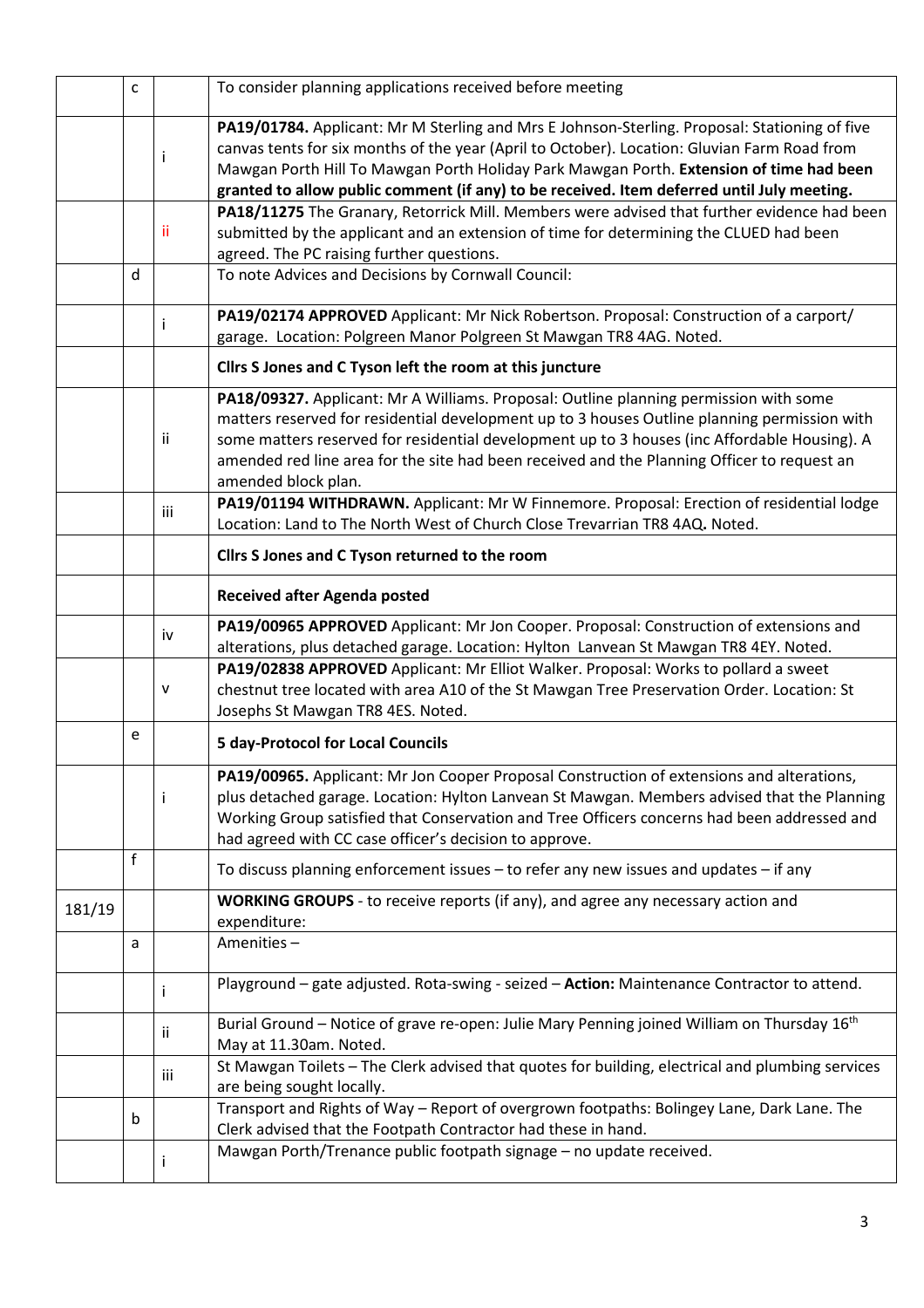| | | | |
|---|---|---|---|
| | c | | To consider planning applications received before meeting |
| | | i | **PA19/01784.** Applicant: Mr M Sterling and Mrs E Johnson-Sterling. Proposal: Stationing of five canvas tents for six months of the year (April to October). Location: Gluvian Farm Road from Mawgan Porth Hill To Mawgan Porth Holiday Park Mawgan Porth. **Extension of time had been granted to allow public comment (if any) to be received. Item deferred until July meeting.** |
| | | ii | **PA18/11275** The Granary, Retorrick Mill. Members were advised that further evidence had been submitted by the applicant and an extension of time for determining the CLUED had been agreed. The PC raising further questions. |
| | d | | To note Advices and Decisions by Cornwall Council: |
| | | i | **PA19/02174 APPROVED** Applicant: Mr Nick Robertson. Proposal: Construction of a carport/ garage. Location: Polgreen Manor Polgreen St Mawgan TR8 4AG. Noted. |
| | | | **Cllrs S Jones and C Tyson left the room at this juncture** |
| | | ii | **PA18/09327.** Applicant: Mr A Williams. Proposal: Outline planning permission with some matters reserved for residential development up to 3 houses Outline planning permission with some matters reserved for residential development up to 3 houses (inc Affordable Housing). A amended red line area for the site had been received and the Planning Officer to request an amended block plan. |
| | | iii | **PA19/01194 WITHDRAWN.** Applicant: Mr W Finnemore. Proposal: Erection of residential lodge Location: Land to The North West of Church Close Trevarrian TR8 4AQ**.** Noted. |
| | | | **Cllrs S Jones and C Tyson returned to the room** |
| | | | **Received after Agenda posted** |
| | | iv | **PA19/00965 APPROVED** Applicant: Mr Jon Cooper. Proposal: Construction of extensions and alterations, plus detached garage. Location: Hylton Lanvean St Mawgan TR8 4EY. Noted. |
| | | v | **PA19/02838 APPROVED** Applicant: Mr Elliot Walker. Proposal: Works to pollard a sweet chestnut tree located with area A10 of the St Mawgan Tree Preservation Order. Location: St Josephs St Mawgan TR8 4ES. Noted. |
| | e | | **5 day-Protocol for Local Councils** |
| | | i | **PA19/00965.** Applicant: Mr Jon Cooper Proposal Construction of extensions and alterations, plus detached garage. Location: Hylton Lanvean St Mawgan. Members advised that the Planning Working Group satisfied that Conservation and Tree Officers concerns had been addressed and had agreed with CC case officer's decision to approve. |
| | f | | To discuss planning enforcement issues – to refer any new issues and updates – if any |
| 181/19 | | | **WORKING GROUPS** - to receive reports (if any), and agree any necessary action and expenditure: |
| | a | | Amenities – |
| | | i | Playground – gate adjusted. Rota-swing - seized – **Action:** Maintenance Contractor to attend. |
| | | ii | Burial Ground – Notice of grave re-open: Julie Mary Penning joined William on Thursday 16th May at 11.30am. Noted. |
| | | iii | St Mawgan Toilets – The Clerk advised that quotes for building, electrical and plumbing services are being sought locally. |
| | b | | Transport and Rights of Way – Report of overgrown footpaths: Bolingey Lane, Dark Lane. The Clerk advised that the Footpath Contractor had these in hand. |
| | | i | Mawgan Porth/Trenance public footpath signage – no update received. |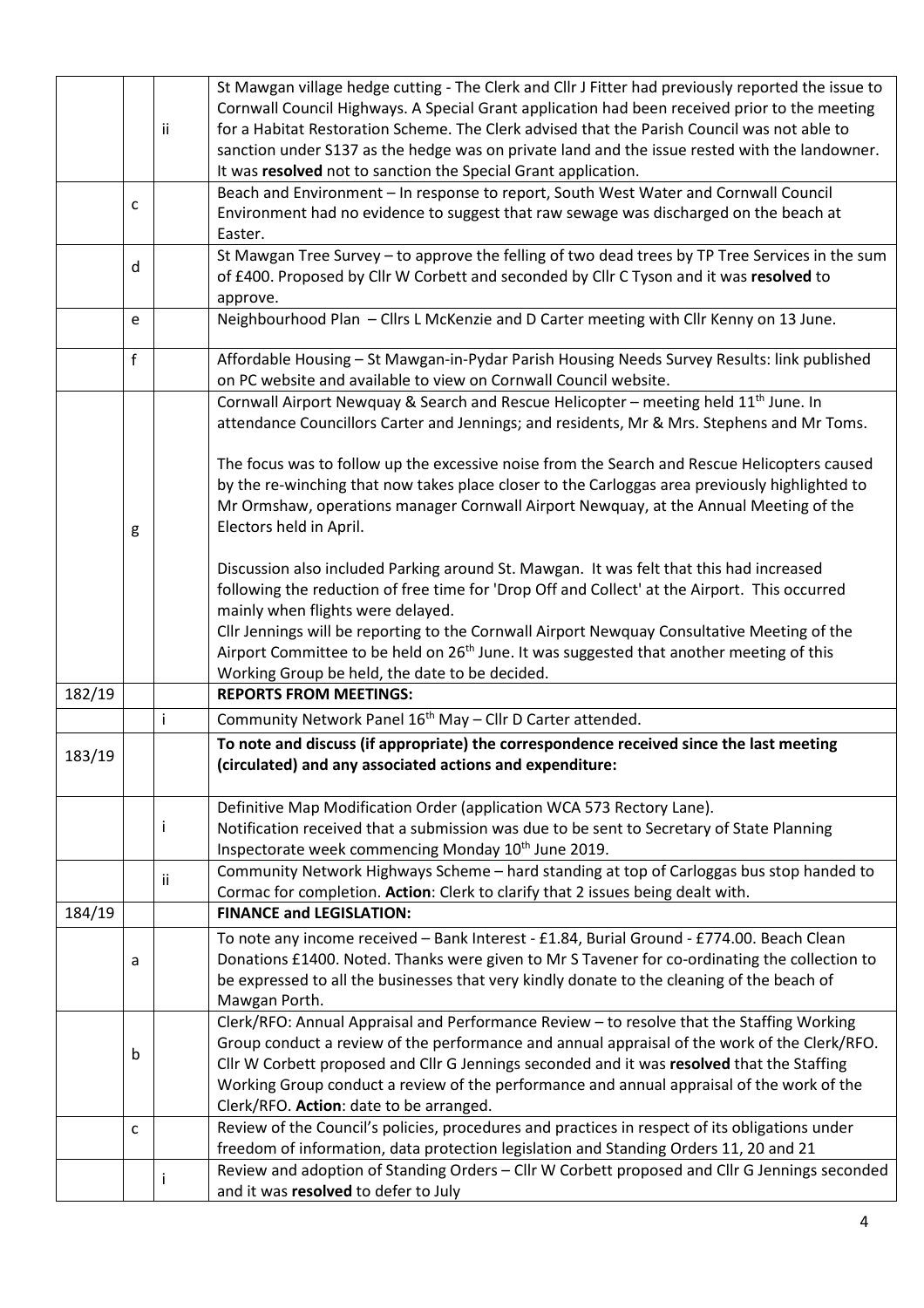| | | | |
|---|---|---|---|
| | | ii | St Mawgan village hedge cutting - The Clerk and Cllr J Fitter had previously reported the issue to Cornwall Council Highways. A Special Grant application had been received prior to the meeting for a Habitat Restoration Scheme. The Clerk advised that the Parish Council was not able to sanction under S137 as the hedge was on private land and the issue rested with the landowner. It was **resolved** not to sanction the Special Grant application. |
| | c | | Beach and Environment – In response to report, South West Water and Cornwall Council Environment had no evidence to suggest that raw sewage was discharged on the beach at Easter. |
| | d | | St Mawgan Tree Survey – to approve the felling of two dead trees by TP Tree Services in the sum of £400. Proposed by Cllr W Corbett and seconded by Cllr C Tyson and it was **resolved** to approve. |
| | e | | Neighbourhood Plan – Cllrs L McKenzie and D Carter meeting with Cllr Kenny on 13 June. |
| | f | | Affordable Housing – St Mawgan-in-Pydar Parish Housing Needs Survey Results: link published on PC website and available to view on Cornwall Council website. |
| | g | | Cornwall Airport Newquay & Search and Rescue Helicopter – meeting held 11th June. In attendance Councillors Carter and Jennings; and residents, Mr & Mrs. Stephens and Mr Toms.<br><br>The focus was to follow up the excessive noise from the Search and Rescue Helicopters caused by the re-winching that now takes place closer to the Carloggas area previously highlighted to Mr Ormshaw, operations manager Cornwall Airport Newquay, at the Annual Meeting of the Electors held in April.<br><br>Discussion also included Parking around St. Mawgan. It was felt that this had increased following the reduction of free time for 'Drop Off and Collect' at the Airport. This occurred mainly when flights were delayed.<br>Cllr Jennings will be reporting to the Cornwall Airport Newquay Consultative Meeting of the Airport Committee to be held on 26th June. It was suggested that another meeting of this Working Group be held, the date to be decided. |
| 182/19 | | | **REPORTS FROM MEETINGS:** |
| | | i | Community Network Panel 16th May – Cllr D Carter attended. |
| 183/19 | | | **To note and discuss (if appropriate) the correspondence received since the last meeting (circulated) and any associated actions and expenditure:** |
| | | i | Definitive Map Modification Order (application WCA 573 Rectory Lane).<br>Notification received that a submission was due to be sent to Secretary of State Planning Inspectorate week commencing Monday 10th June 2019. |
| | | ii | Community Network Highways Scheme – hard standing at top of Carloggas bus stop handed to Cormac for completion. **Action**: Clerk to clarify that 2 issues being dealt with. |
| 184/19 | | | **FINANCE and LEGISLATION:** |
| | a | | To note any income received – Bank Interest - £1.84, Burial Ground - £774.00. Beach Clean Donations £1400. Noted. Thanks were given to Mr S Tavener for co-ordinating the collection to be expressed to all the businesses that very kindly donate to the cleaning of the beach of Mawgan Porth. |
| | b | | Clerk/RFO: Annual Appraisal and Performance Review – to resolve that the Staffing Working Group conduct a review of the performance and annual appraisal of the work of the Clerk/RFO. Cllr W Corbett proposed and Cllr G Jennings seconded and it was **resolved** that the Staffing Working Group conduct a review of the performance and annual appraisal of the work of the Clerk/RFO. **Action**: date to be arranged. |
| | c | | Review of the Council's policies, procedures and practices in respect of its obligations under freedom of information, data protection legislation and Standing Orders 11, 20 and 21 |
| | | i | Review and adoption of Standing Orders – Cllr W Corbett proposed and Cllr G Jennings seconded and it was **resolved** to defer to July |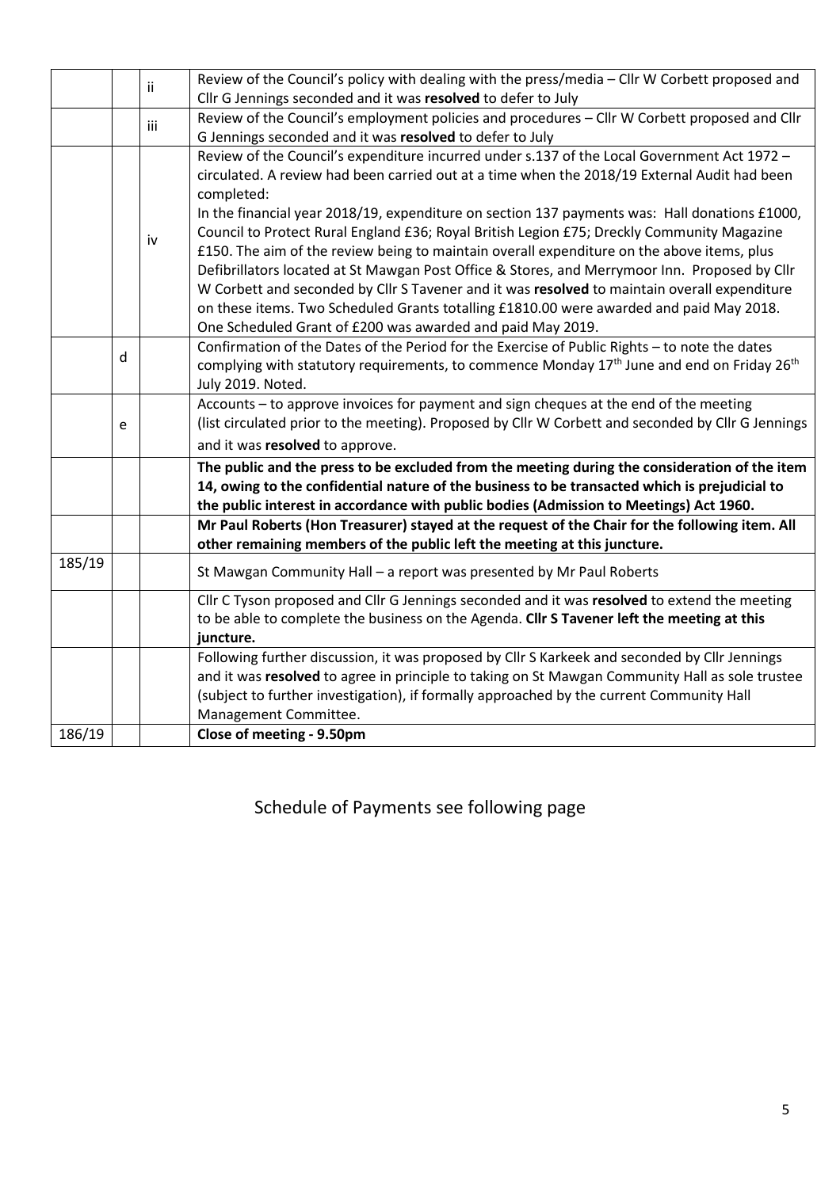| | | | |
|---|---|---|---|
| | | ii | Review of the Council's policy with dealing with the press/media – Cllr W Corbett proposed and Cllr G Jennings seconded and it was **resolved** to defer to July |
| | | iii | Review of the Council's employment policies and procedures – Cllr W Corbett proposed and Cllr G Jennings seconded and it was **resolved** to defer to July |
| | | iv | Review of the Council's expenditure incurred under s.137 of the Local Government Act 1972 – circulated. A review had been carried out at a time when the 2018/19 External Audit had been completed:<br>In the financial year 2018/19, expenditure on section 137 payments was: Hall donations £1000, Council to Protect Rural England £36; Royal British Legion £75; Dreckly Community Magazine £150. The aim of the review being to maintain overall expenditure on the above items, plus Defibrillators located at St Mawgan Post Office & Stores, and Merrymoor Inn. Proposed by Cllr W Corbett and seconded by Cllr S Tavener and it was **resolved** to maintain overall expenditure on these items. Two Scheduled Grants totalling £1810.00 were awarded and paid May 2018. One Scheduled Grant of £200 was awarded and paid May 2019. |
| | d | | Confirmation of the Dates of the Period for the Exercise of Public Rights – to note the dates complying with statutory requirements, to commence Monday 17th June and end on Friday 26th July 2019. Noted. |
| | e | | Accounts – to approve invoices for payment and sign cheques at the end of the meeting (list circulated prior to the meeting). Proposed by Cllr W Corbett and seconded by Cllr G Jennings and it was **resolved** to approve. |
| | | | **The public and the press to be excluded from the meeting during the consideration of the item 14, owing to the confidential nature of the business to be transacted which is prejudicial to the public interest in accordance with public bodies (Admission to Meetings) Act 1960.** |
| | | | **Mr Paul Roberts (Hon Treasurer) stayed at the request of the Chair for the following item. All other remaining members of the public left the meeting at this juncture.** |
| 185/19 | | | St Mawgan Community Hall – a report was presented by Mr Paul Roberts |
| | | | Cllr C Tyson proposed and Cllr G Jennings seconded and it was **resolved** to extend the meeting to be able to complete the business on the Agenda. **Cllr S Tavener left the meeting at this juncture.** |
| | | | Following further discussion, it was proposed by Cllr S Karkeek and seconded by Cllr Jennings and it was **resolved** to agree in principle to taking on St Mawgan Community Hall as sole trustee (subject to further investigation), if formally approached by the current Community Hall Management Committee. |
| 186/19 | | | **Close of meeting - 9.50pm** |

Schedule of Payments see following page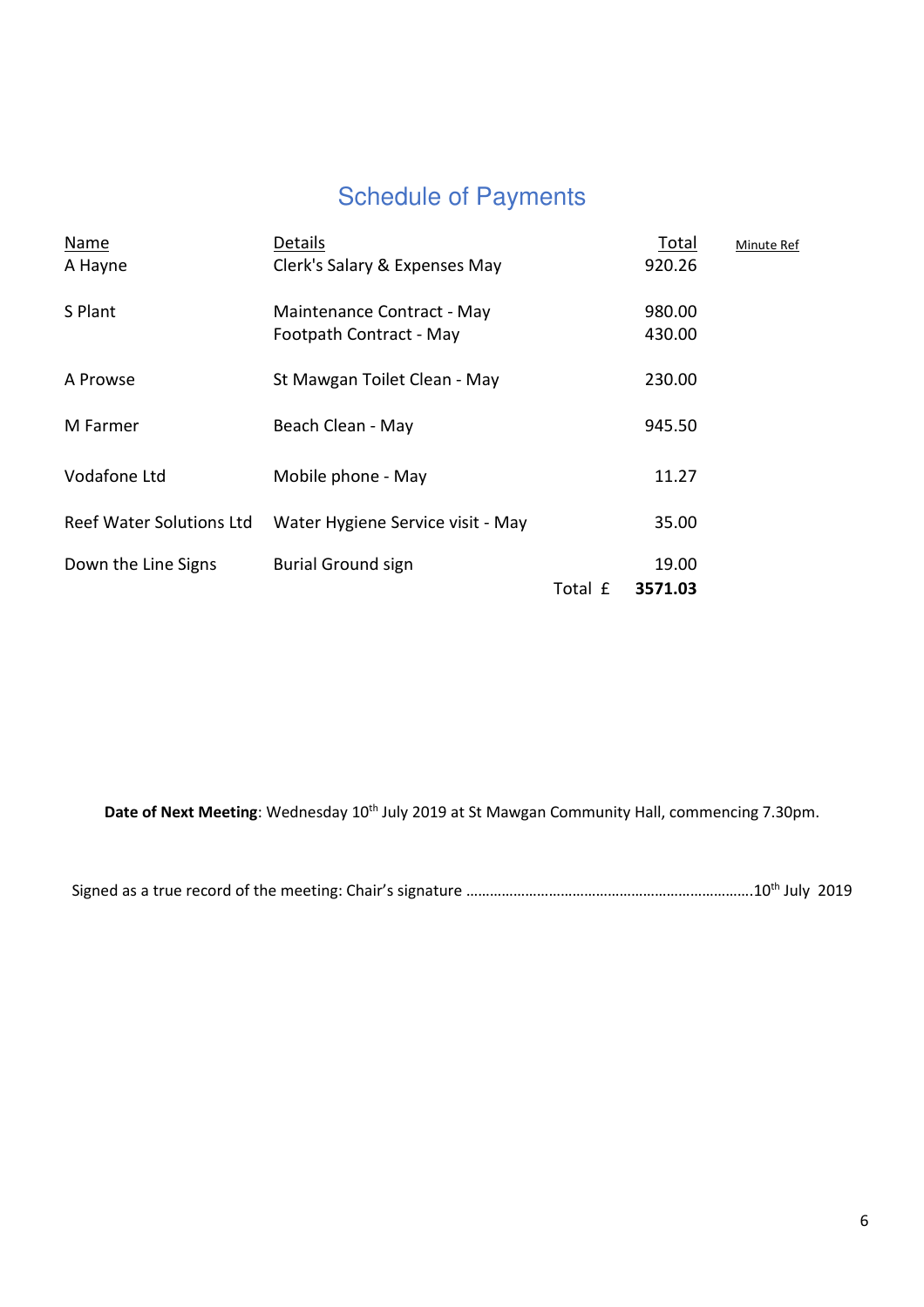## Schedule of Payments

| Name | Details | Total | Minute Ref |
|---|---|---|---|
| A Hayne | Clerk's Salary & Expenses May | 920.26 | |
| S Plant | Maintenance Contract - May | 980.00 | |
| | Footpath Contract - May | 430.00 | |
| A Prowse | St Mawgan Toilet Clean - May | 230.00 | |
| M Farmer | Beach Clean - May | 945.50 | |
| Vodafone Ltd | Mobile phone - May | 11.27 | |
| Reef Water Solutions Ltd | Water Hygiene Service visit - May | 35.00 | |
| Down the Line Signs | Burial Ground sign | 19.00 | |
| | Total £ | **3571.03** | |

**Date of Next Meeting**: Wednesday 10th July 2019 at St Mawgan Community Hall, commencing 7.30pm.

Signed as a true record of the meeting: Chair's signature ……………………………………………………………….10th July 2019